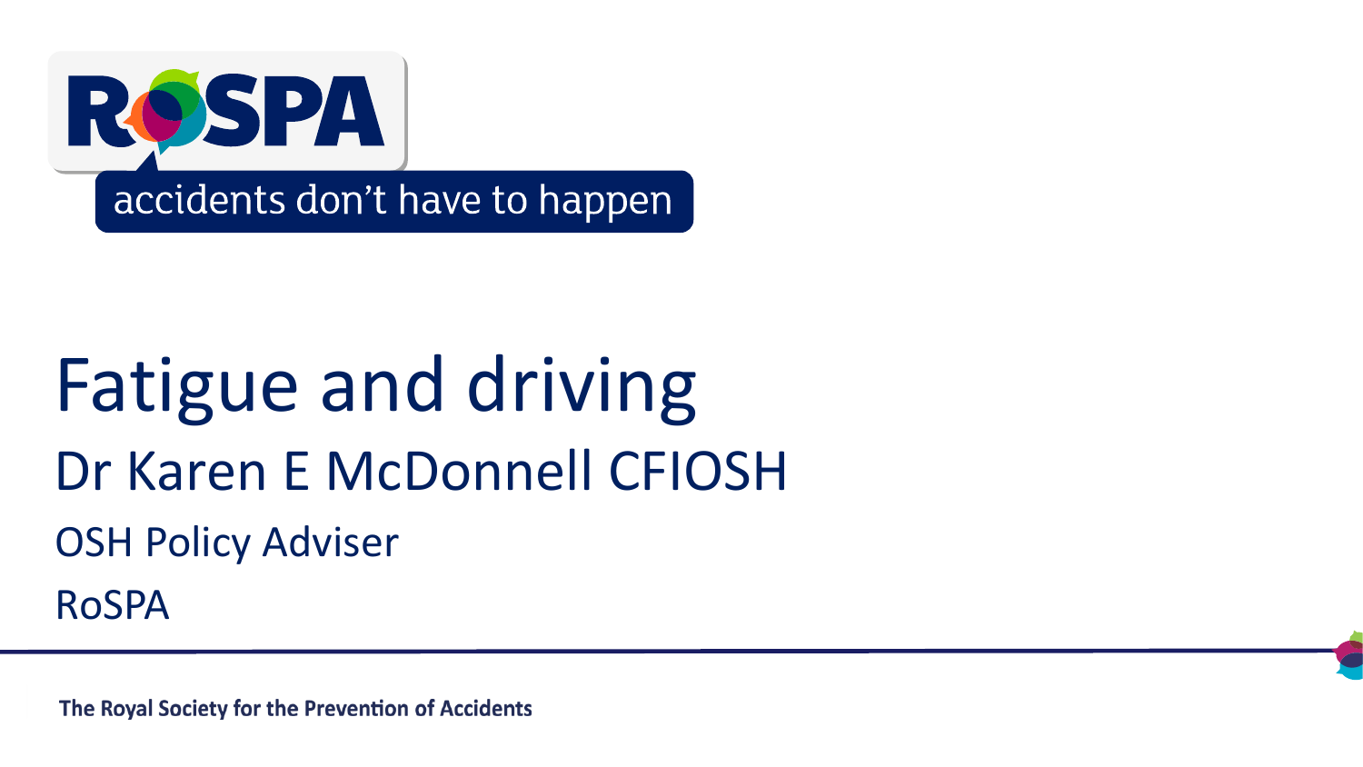RoSPA

accidents don't have to happen

# Fatigue and driving

## Dr Karen E McDonnell CFIOSH

OSH Policy Adviser

RoSPA

**The Royal Society for the Prevention of Accidents**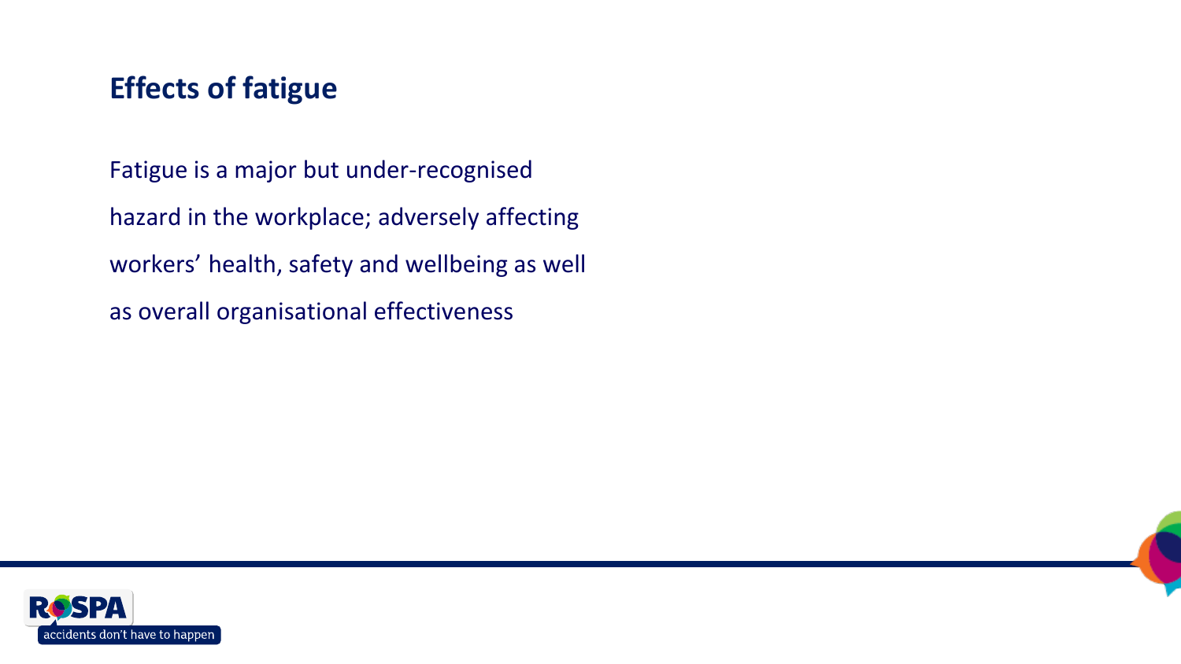## Effects of fatigue

Fatigue is a major but under-recognised hazard in the workplace; adversely affecting workers' health, safety and wellbeing as well as overall organisational effectiveness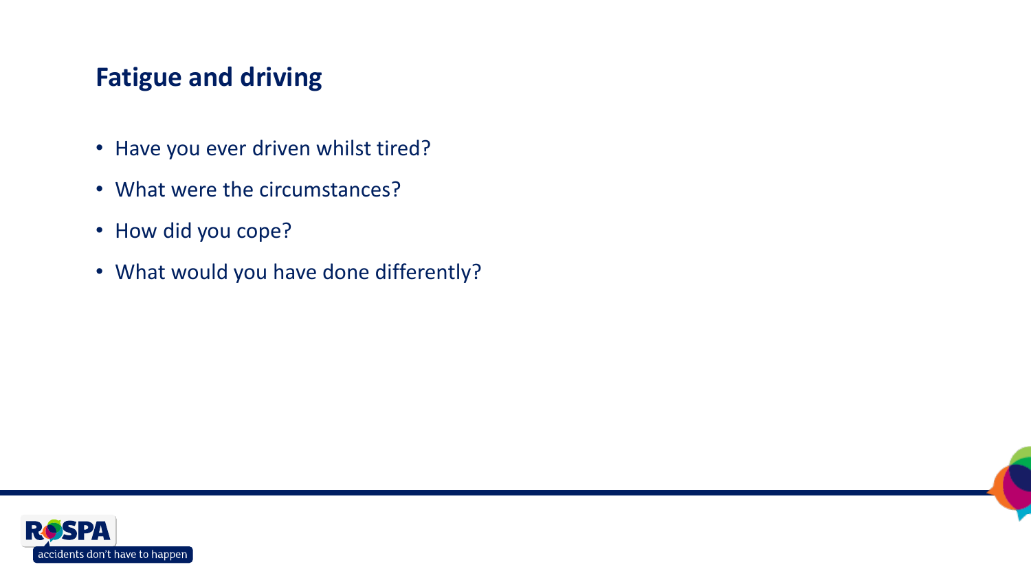## Fatigue and driving

- Have you ever driven whilst tired?
- What were the circumstances?
- How did you cope?
- What would you have done differently?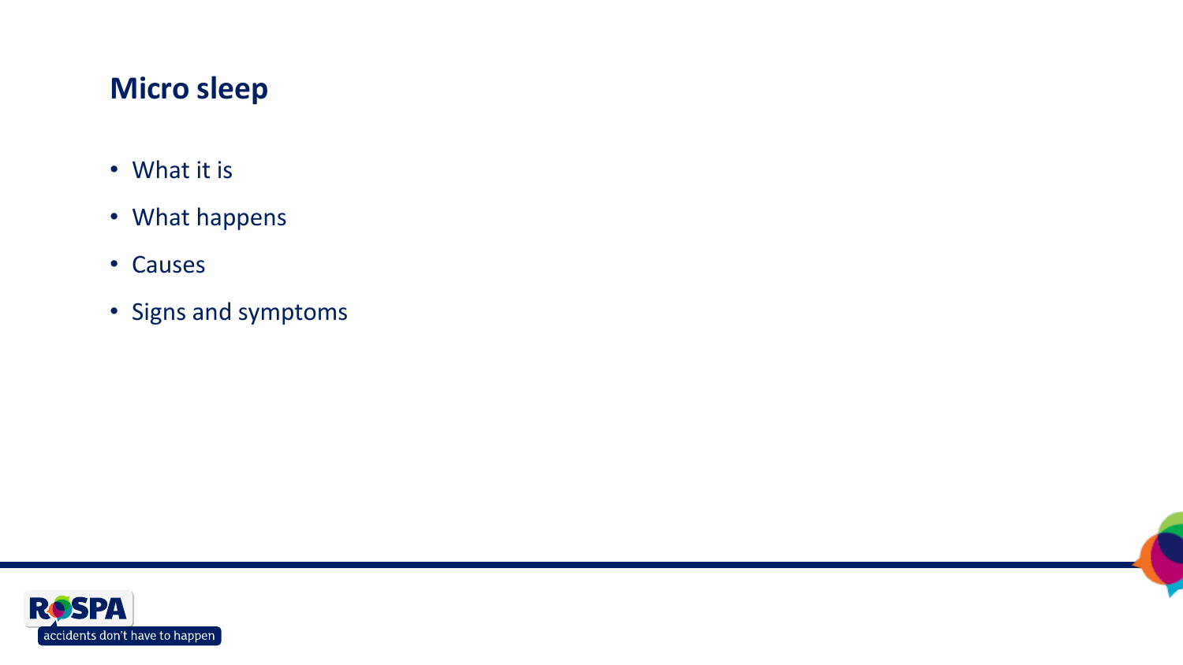## Micro sleep

- What it is
- What happens
- Causes
- Signs and symptoms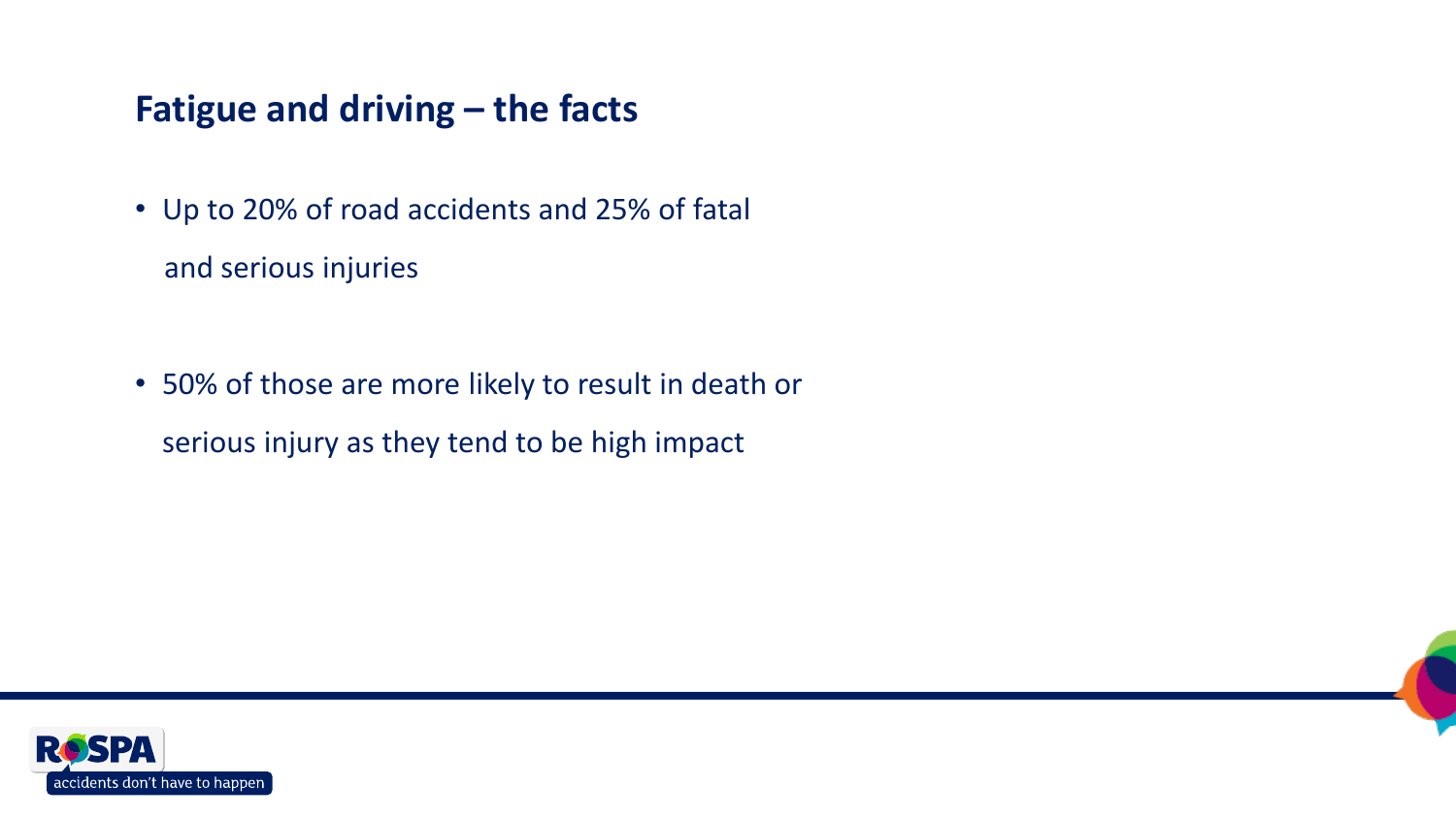## Fatigue and driving – the facts

- Up to 20% of road accidents and 25% of fatal and serious injuries
- 50% of those are more likely to result in death or serious injury as they tend to be high impact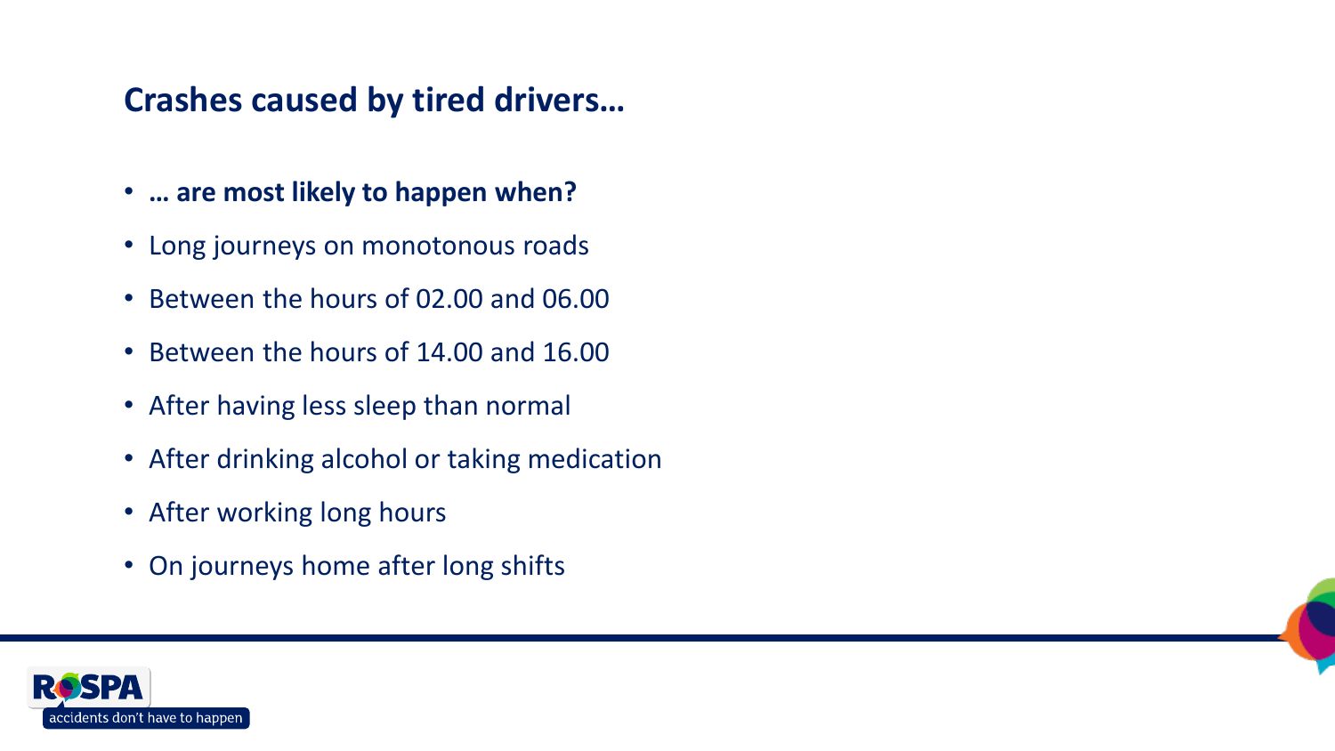## Crashes caused by tired drivers…

- **… are most likely to happen when?**
- Long journeys on monotonous roads
- Between the hours of 02.00 and 06.00
- Between the hours of 14.00 and 16.00
- After having less sleep than normal
- After drinking alcohol or taking medication
- After working long hours
- On journeys home after long shifts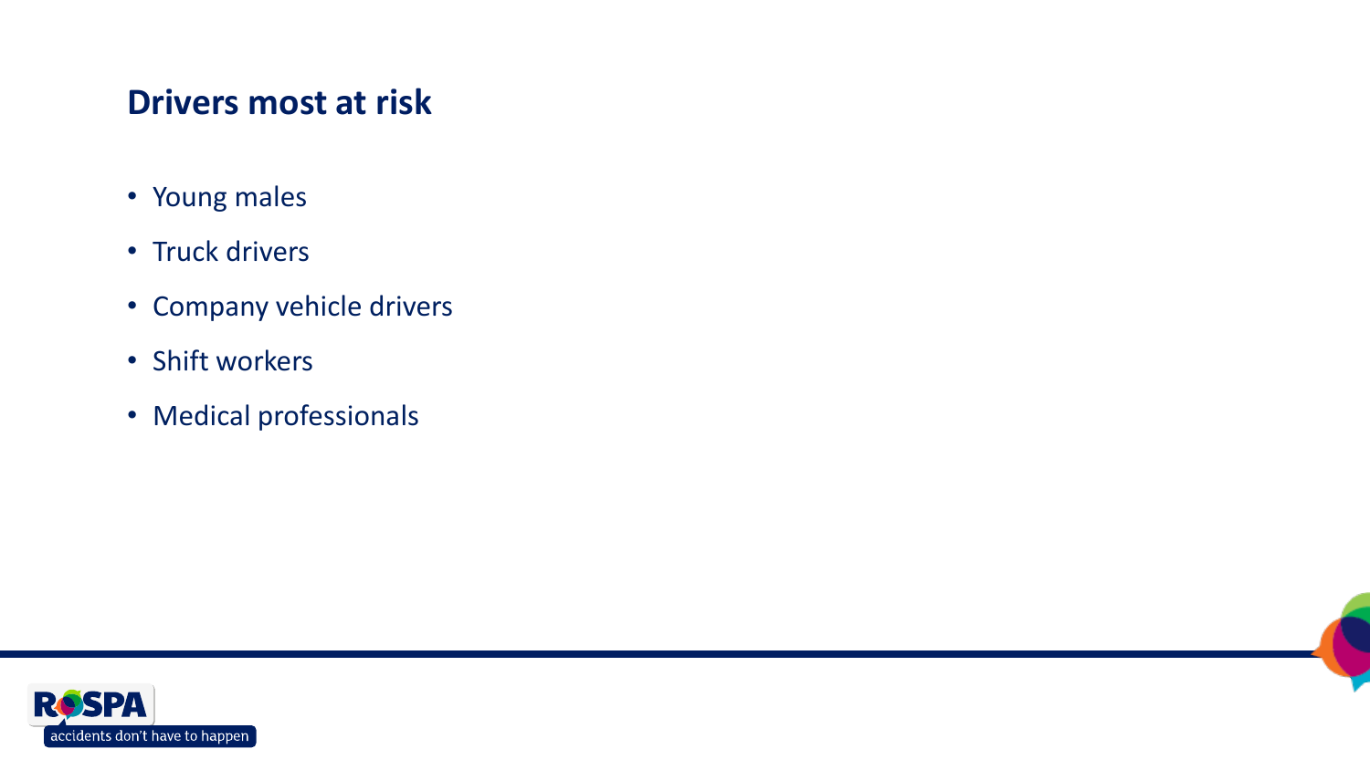## Drivers most at risk

- Young males
- Truck drivers
- Company vehicle drivers
- Shift workers
- Medical professionals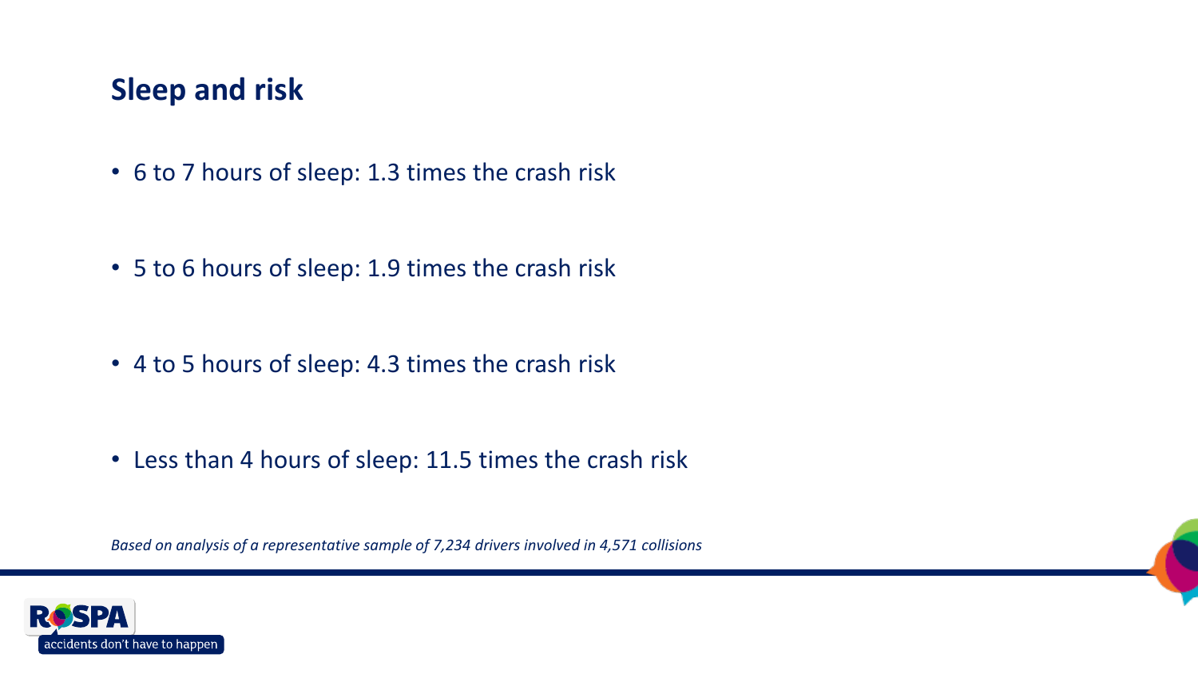## Sleep and risk

- 6 to 7 hours of sleep: 1.3 times the crash risk
- 5 to 6 hours of sleep: 1.9 times the crash risk
- 4 to 5 hours of sleep: 4.3 times the crash risk
- Less than 4 hours of sleep: 11.5 times the crash risk

*Based on analysis of a representative sample of 7,234 drivers involved in 4,571 collisions*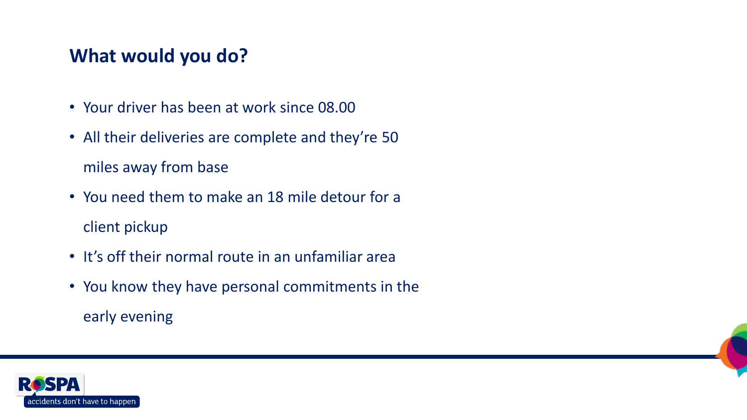## What would you do?

- Your driver has been at work since 08.00
- All their deliveries are complete and they're 50 miles away from base
- You need them to make an 18 mile detour for a client pickup
- It's off their normal route in an unfamiliar area
- You know they have personal commitments in the early evening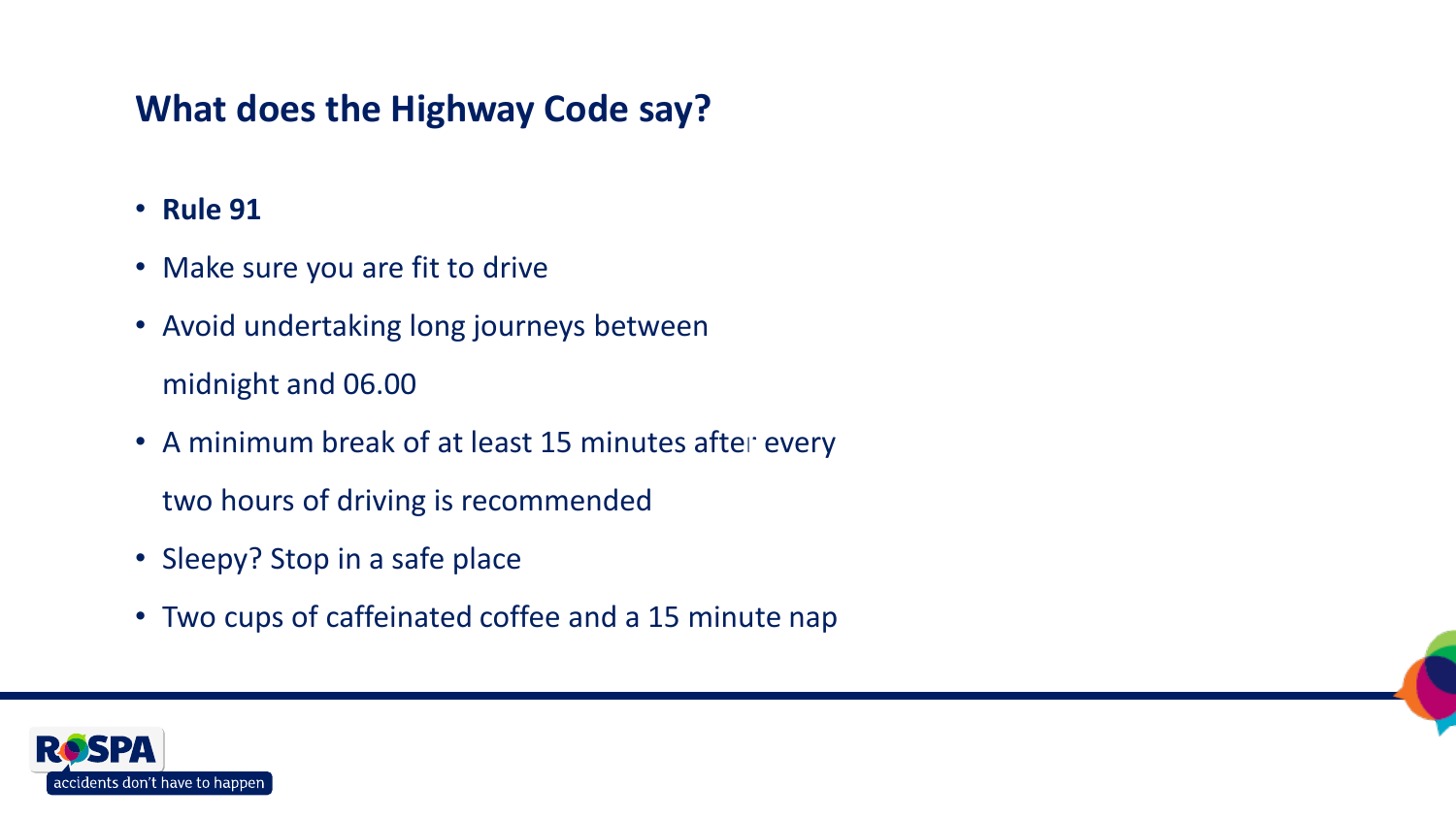## What does the Highway Code say?

- **Rule 91**
- Make sure you are fit to drive
- Avoid undertaking long journeys between midnight and 06.00
- A minimum break of at least 15 minutes after every two hours of driving is recommended
- Sleepy? Stop in a safe place
- Two cups of caffeinated coffee and a 15 minute nap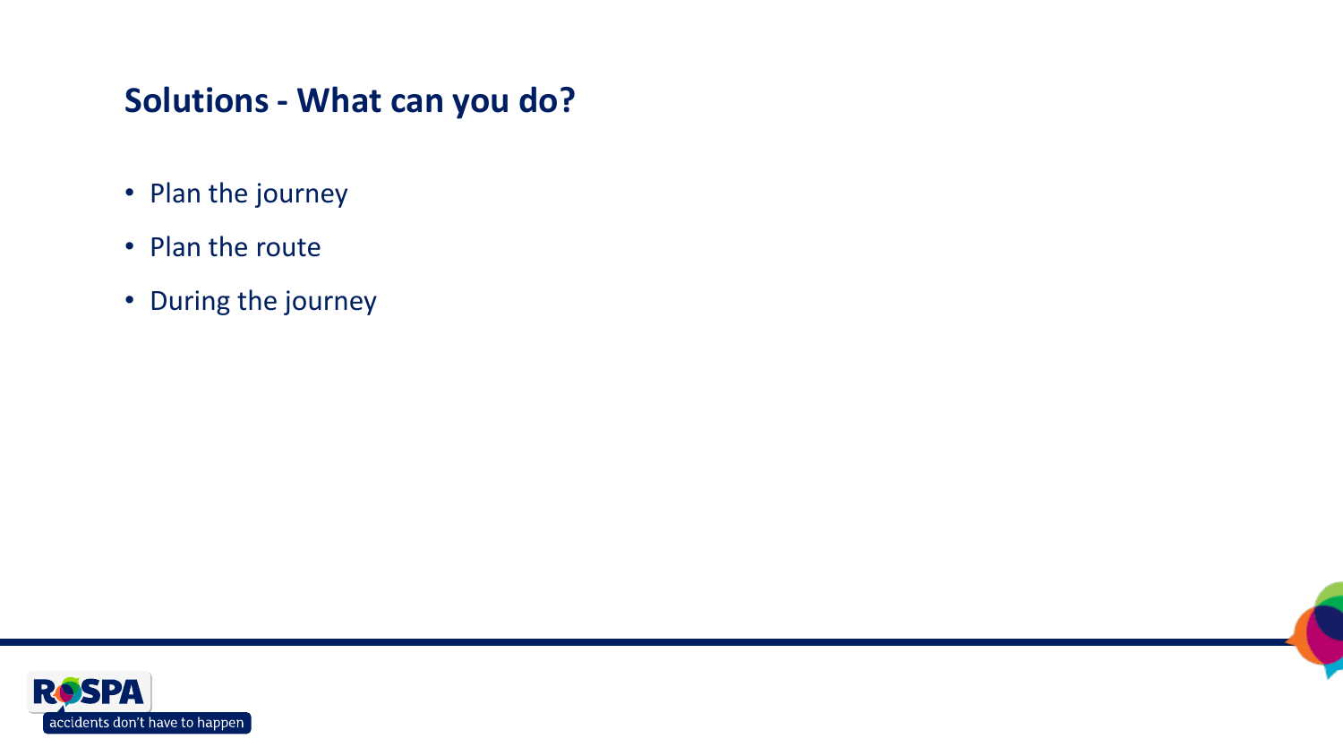## Solutions - What can you do?

- Plan the journey
- Plan the route
- During the journey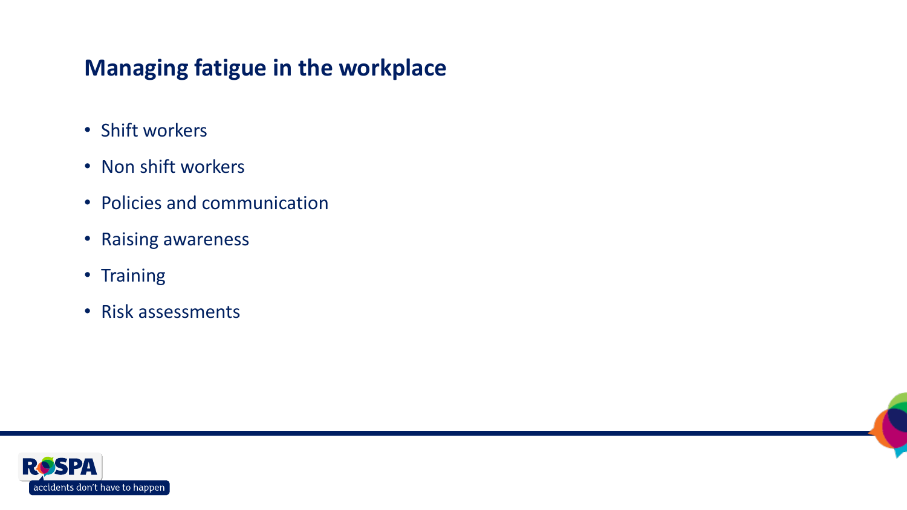## Managing fatigue in the workplace

- Shift workers
- Non shift workers
- Policies and communication
- Raising awareness
- Training
- Risk assessments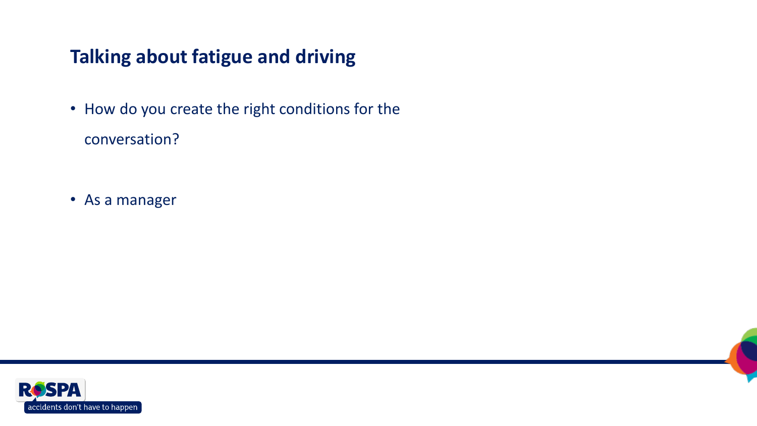## Talking about fatigue and driving

- How do you create the right conditions for the conversation?

- As a manager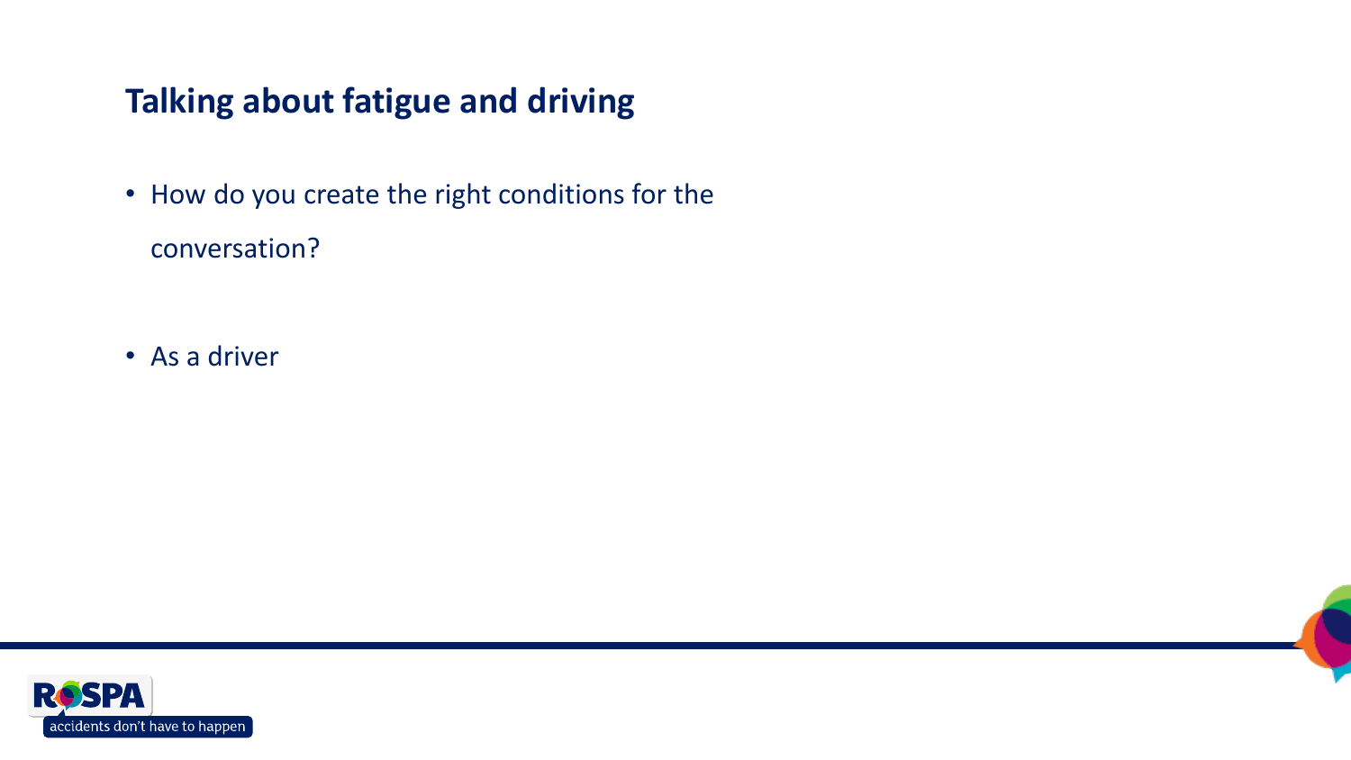## Talking about fatigue and driving

- How do you create the right conditions for the conversation?
- As a driver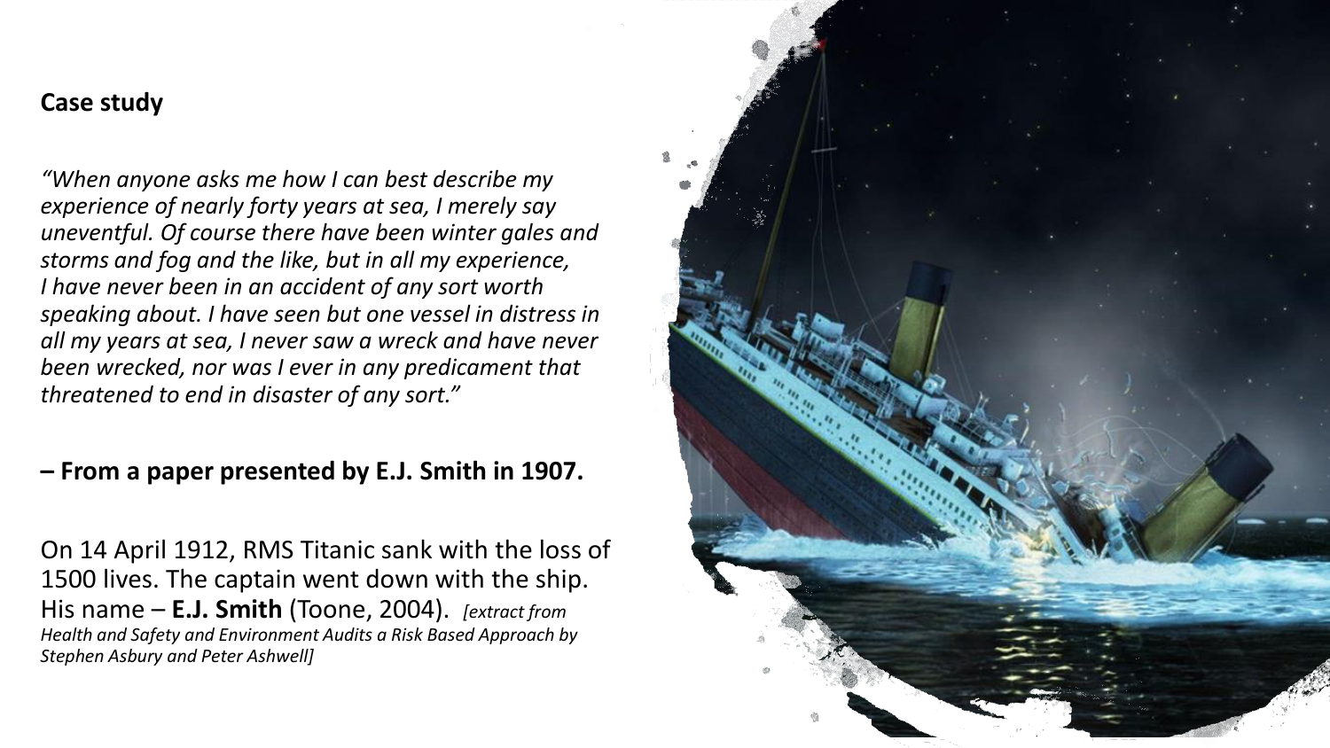**Case study**

*"When anyone asks me how I can best describe my experience of nearly forty years at sea, I merely say uneventful. Of course there have been winter gales and storms and fog and the like, but in all my experience, I have never been in an accident of any sort worth speaking about. I have seen but one vessel in distress in all my years at sea, I never saw a wreck and have never been wrecked, nor was I ever in any predicament that threatened to end in disaster of any sort."*

**– From a paper presented by E.J. Smith in 1907.**

On 14 April 1912, RMS Titanic sank with the loss of 1500 lives. The captain went down with the ship. His name – **E.J. Smith** (Toone, 2004). *[extract from Health and Safety and Environment Audits a Risk Based Approach by Stephen Asbury and Peter Ashwell]*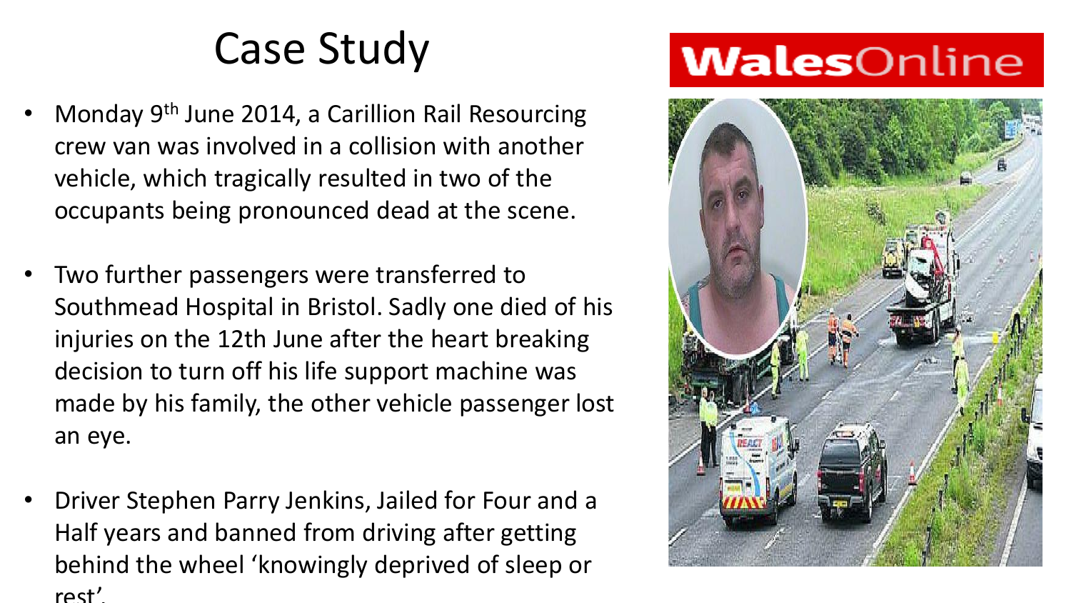# Case Study

- Monday 9th June 2014, a Carillion Rail Resourcing crew van was involved in a collision with another vehicle, which tragically resulted in two of the occupants being pronounced dead at the scene.
- Two further passengers were transferred to Southmead Hospital in Bristol. Sadly one died of his injuries on the 12th June after the heart breaking decision to turn off his life support machine was made by his family, the other vehicle passenger lost an eye.
- Driver Stephen Parry Jenkins, Jailed for Four and a Half years and banned from driving after getting behind the wheel 'knowingly deprived of sleep or rest'.

WalesOnline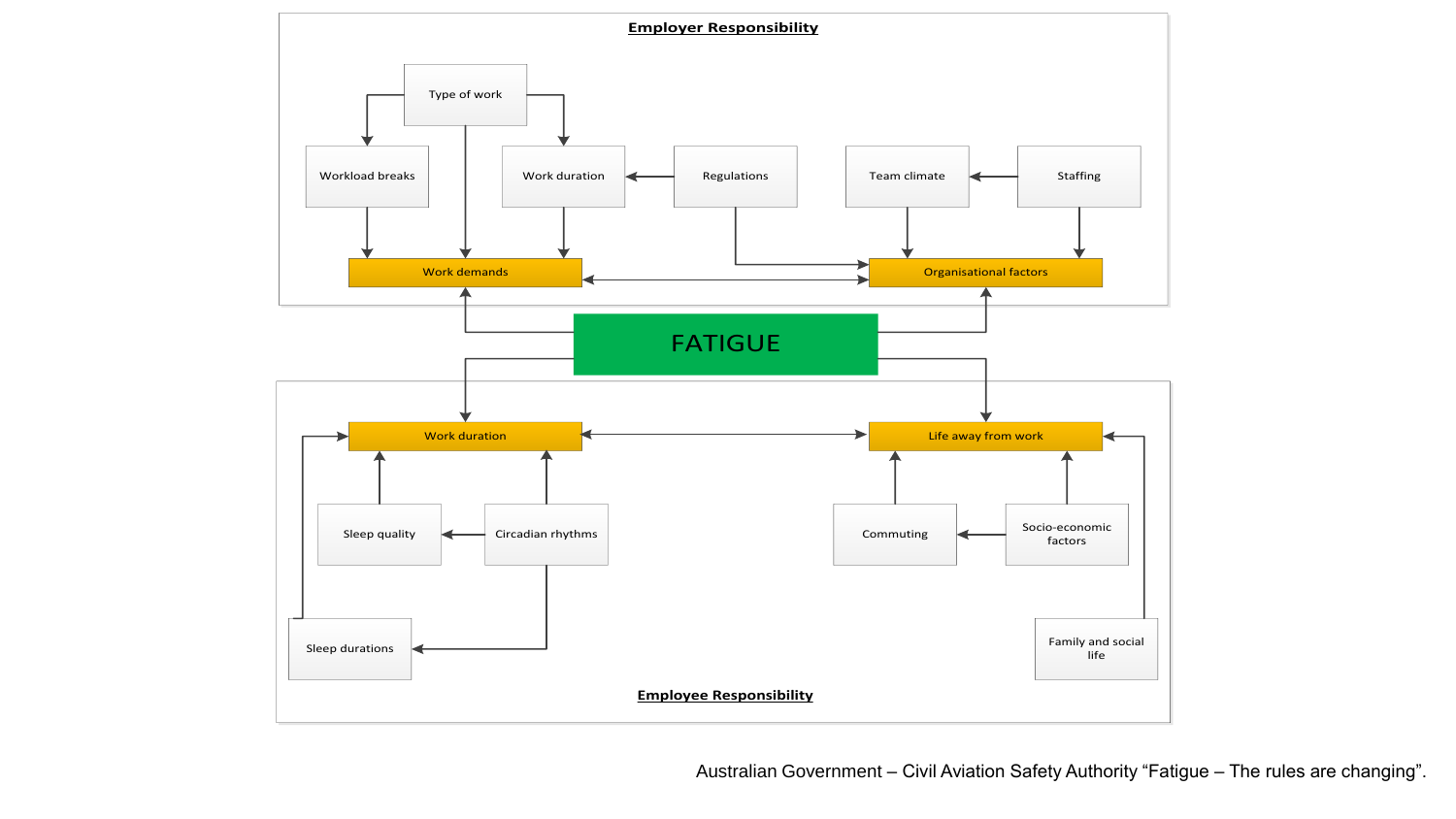**Employer Responsibility**

- Type of work
- Workload breaks
- Work duration
- Regulations
- Team climate
- Staffing
- Work demands
- Organisational factors

FATIGUE

- Work duration
- Life away from work
- Sleep quality
- Circadian rhythms
- Commuting
- Socio-economic factors
- Sleep durations
- Family and social life

**Employee Responsibility**

Australian Government – Civil Aviation Safety Authority “Fatigue – The rules are changing”.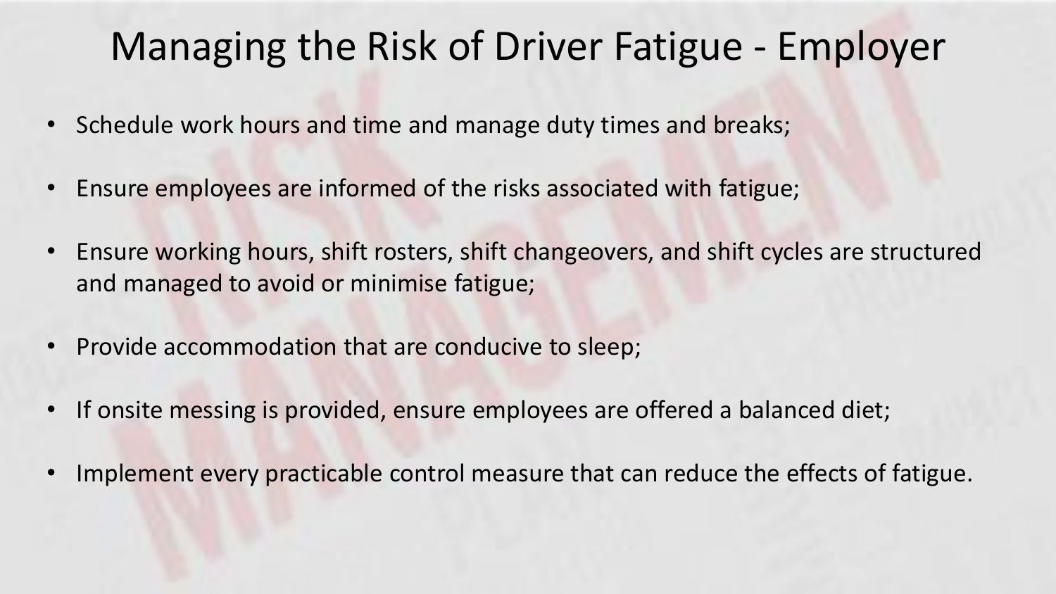# Managing the Risk of Driver Fatigue - Employer

- Schedule work hours and time and manage duty times and breaks;
- Ensure employees are informed of the risks associated with fatigue;
- Ensure working hours, shift rosters, shift changeovers, and shift cycles are structured and managed to avoid or minimise fatigue;
- Provide accommodation that are conducive to sleep;
- If onsite messing is provided, ensure employees are offered a balanced diet;
- Implement every practicable control measure that can reduce the effects of fatigue.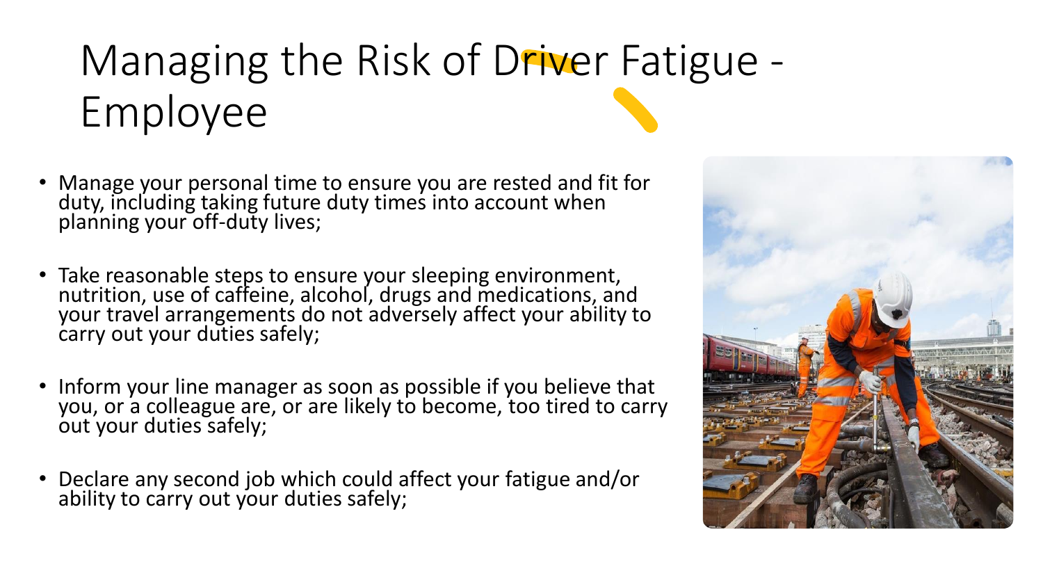# Managing the Risk of Driver Fatigue - Employee

- Manage your personal time to ensure you are rested and fit for duty, including taking future duty times into account when planning your off-duty lives;
- Take reasonable steps to ensure your sleeping environment, nutrition, use of caffeine, alcohol, drugs and medications, and your travel arrangements do not adversely affect your ability to carry out your duties safely;
- Inform your line manager as soon as possible if you believe that you, or a colleague are, or are likely to become, too tired to carry out your duties safely;
- Declare any second job which could affect your fatigue and/or ability to carry out your duties safely;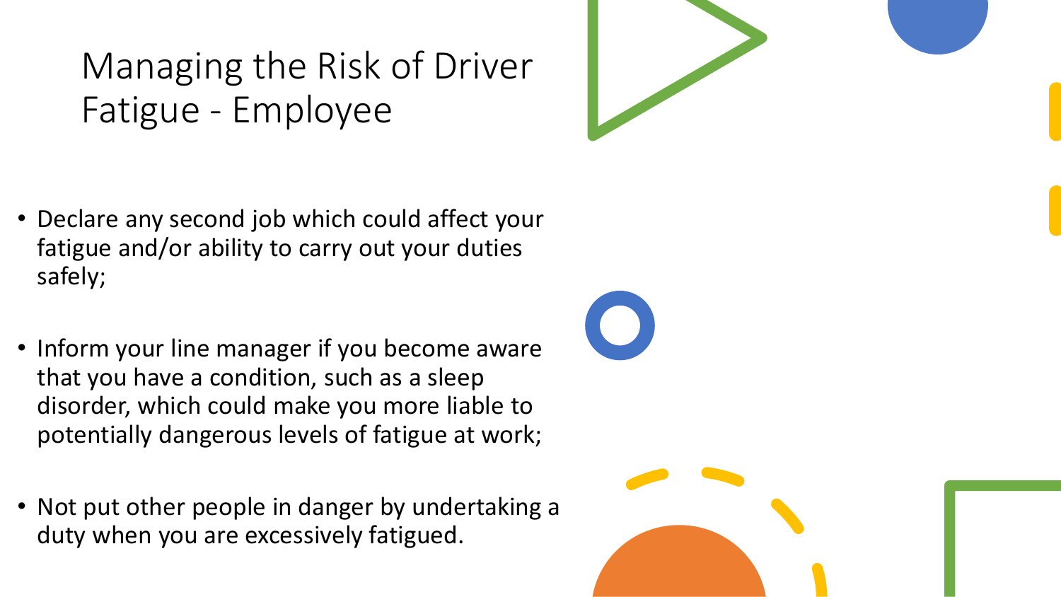# Managing the Risk of Driver Fatigue - Employee

- Declare any second job which could affect your fatigue and/or ability to carry out your duties safely;
- Inform your line manager if you become aware that you have a condition, such as a sleep disorder, which could make you more liable to potentially dangerous levels of fatigue at work;
- Not put other people in danger by undertaking a duty when you are excessively fatigued.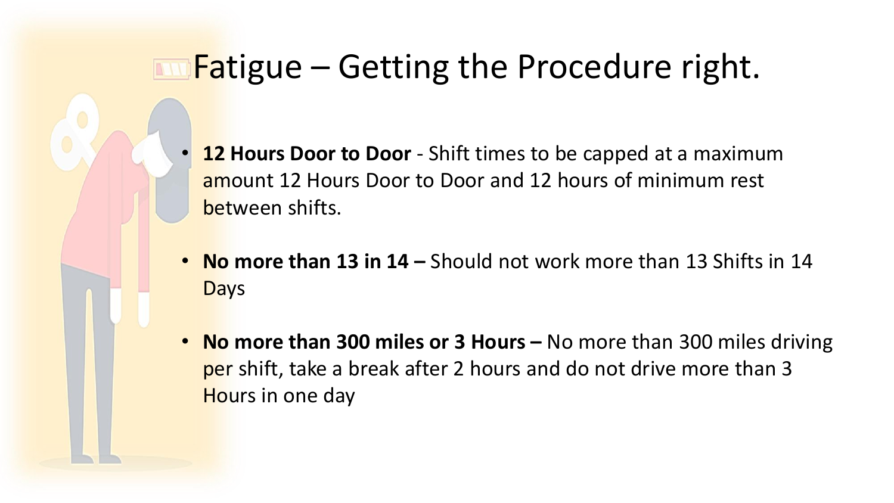# Fatigue – Getting the Procedure right.

- **12 Hours Door to Door** - Shift times to be capped at a maximum amount 12 Hours Door to Door and 12 hours of minimum rest between shifts.

- **No more than 13 in 14 –** Should not work more than 13 Shifts in 14 Days

- **No more than 300 miles or 3 Hours –** No more than 300 miles driving per shift, take a break after 2 hours and do not drive more than 3 Hours in one day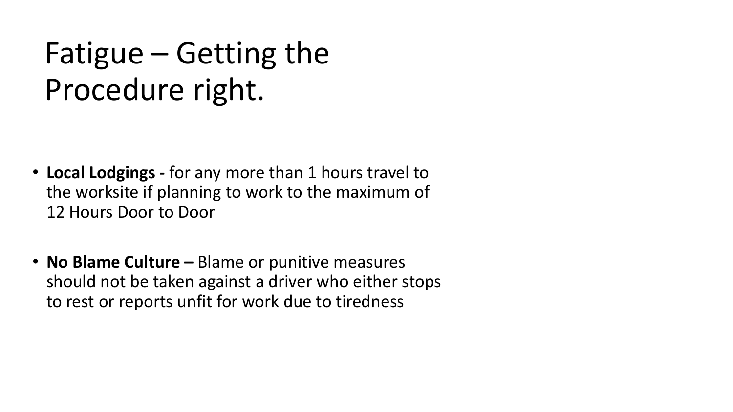# Fatigue – Getting the Procedure right.

- **Local Lodgings -** for any more than 1 hours travel to the worksite if planning to work to the maximum of 12 Hours Door to Door
- **No Blame Culture –** Blame or punitive measures should not be taken against a driver who either stops to rest or reports unfit for work due to tiredness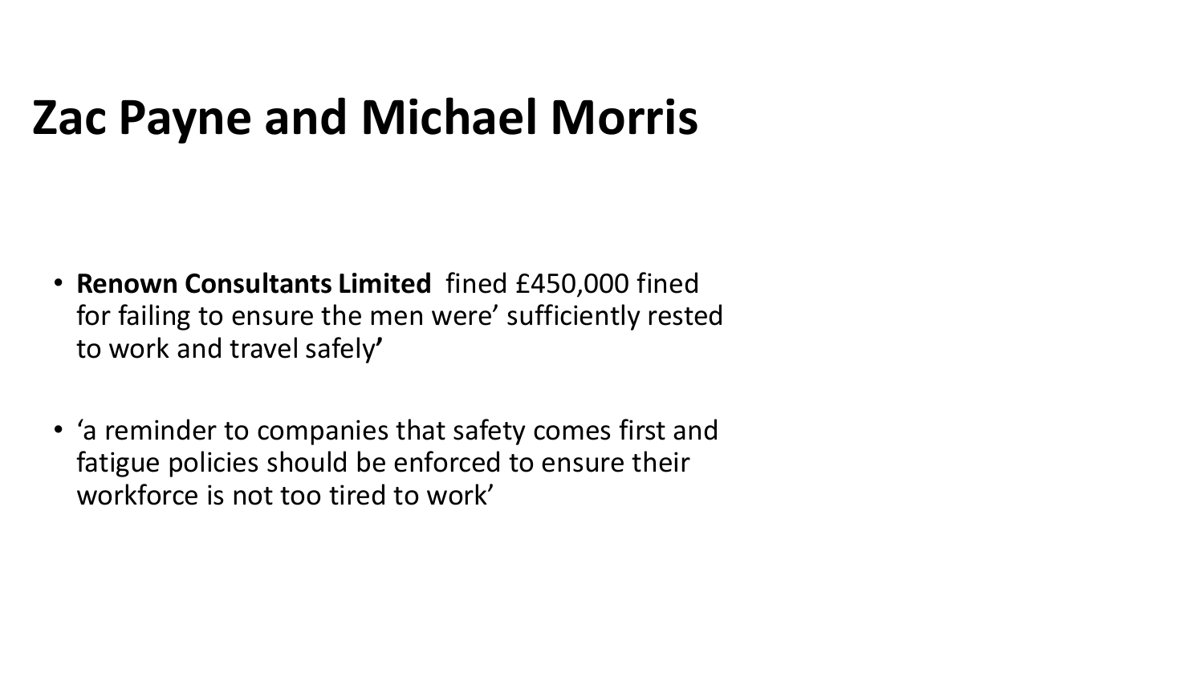# Zac Payne and Michael Morris

- **Renown Consultants Limited** fined £450,000 fined for failing to ensure the men were' sufficiently rested to work and travel safely**'**

- 'a reminder to companies that safety comes first and fatigue policies should be enforced to ensure their workforce is not too tired to work'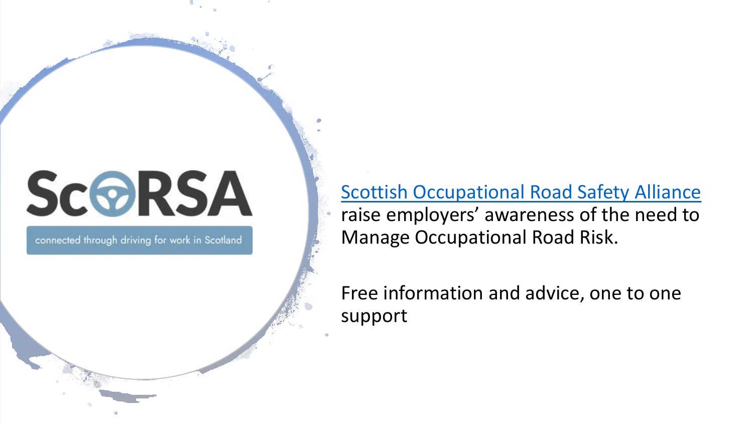ScORSA

connected through driving for work in Scotland

[Scottish Occupational Road Safety Alliance] raise employers' awareness of the need to Manage Occupational Road Risk.

Free information and advice, one to one support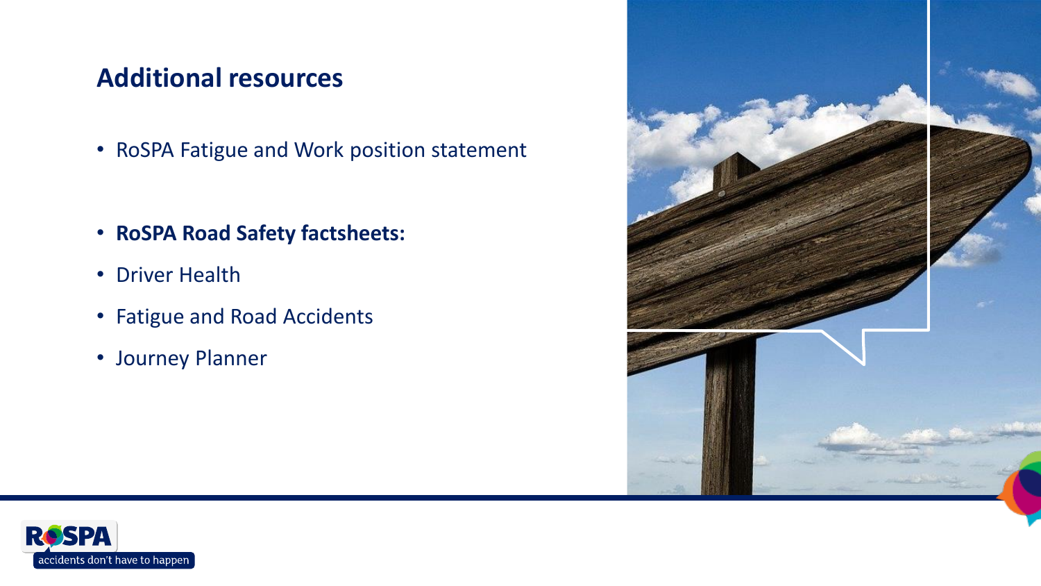## Additional resources

- RoSPA Fatigue and Work position statement

- **RoSPA Road Safety factsheets:**
- Driver Health
- Fatigue and Road Accidents
- Journey Planner